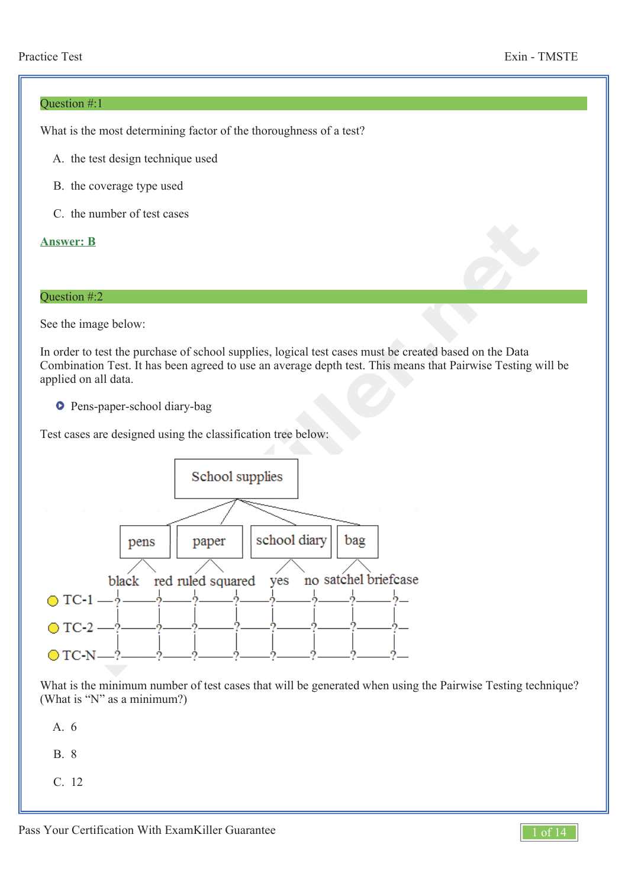## Question #:1

What is the most determining factor of the thoroughness of a test?

A. the test design technique used

B. the coverage type used

C. the number of test cases

**Answer: B**

## Question #:2

See the image below:

In order to test the purchase of school supplies, logical test cases must be created based on the Data Combination Test. It has been agreed to use an average depth test. This means that Pairwise Testing will be applied on all data.

- Pens-paper-school diary-bag

Test cases are designed using the classification tree below:

School supplies
- pens: black, red
- paper: ruled, squared
- school diary: yes, no
- bag: satchel, briefcase

TC-1 —?—?—?—?—?—?—?—?—

TC-2 —?—?—?—?—?—?—?—?—

TC-N —?—?—?—?—?—?—?—?—

What is the minimum number of test cases that will be generated when using the Pairwise Testing technique? (What is "N" as a minimum?)

A. 6

B. 8

C. 12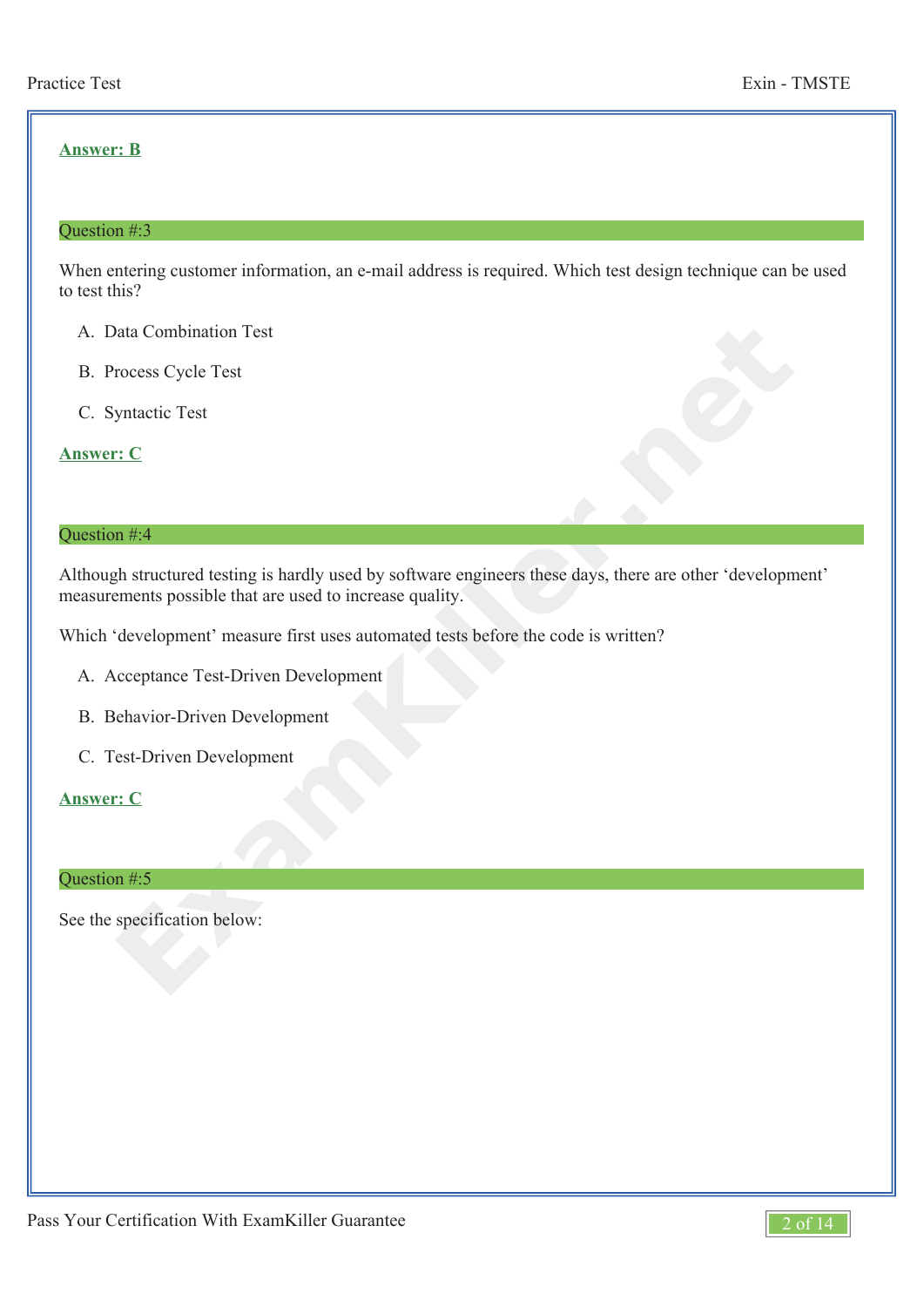**Answer: B**

### Question #:3

When entering customer information, an e-mail address is required. Which test design technique can be used to test this?

A. Data Combination Test

B. Process Cycle Test

C. Syntactic Test

**Answer: C**

### Question #:4

Although structured testing is hardly used by software engineers these days, there are other 'development' measurements possible that are used to increase quality.

Which 'development' measure first uses automated tests before the code is written?

A. Acceptance Test-Driven Development

B. Behavior-Driven Development

C. Test-Driven Development

**Answer: C**

### Question #:5

See the specification below: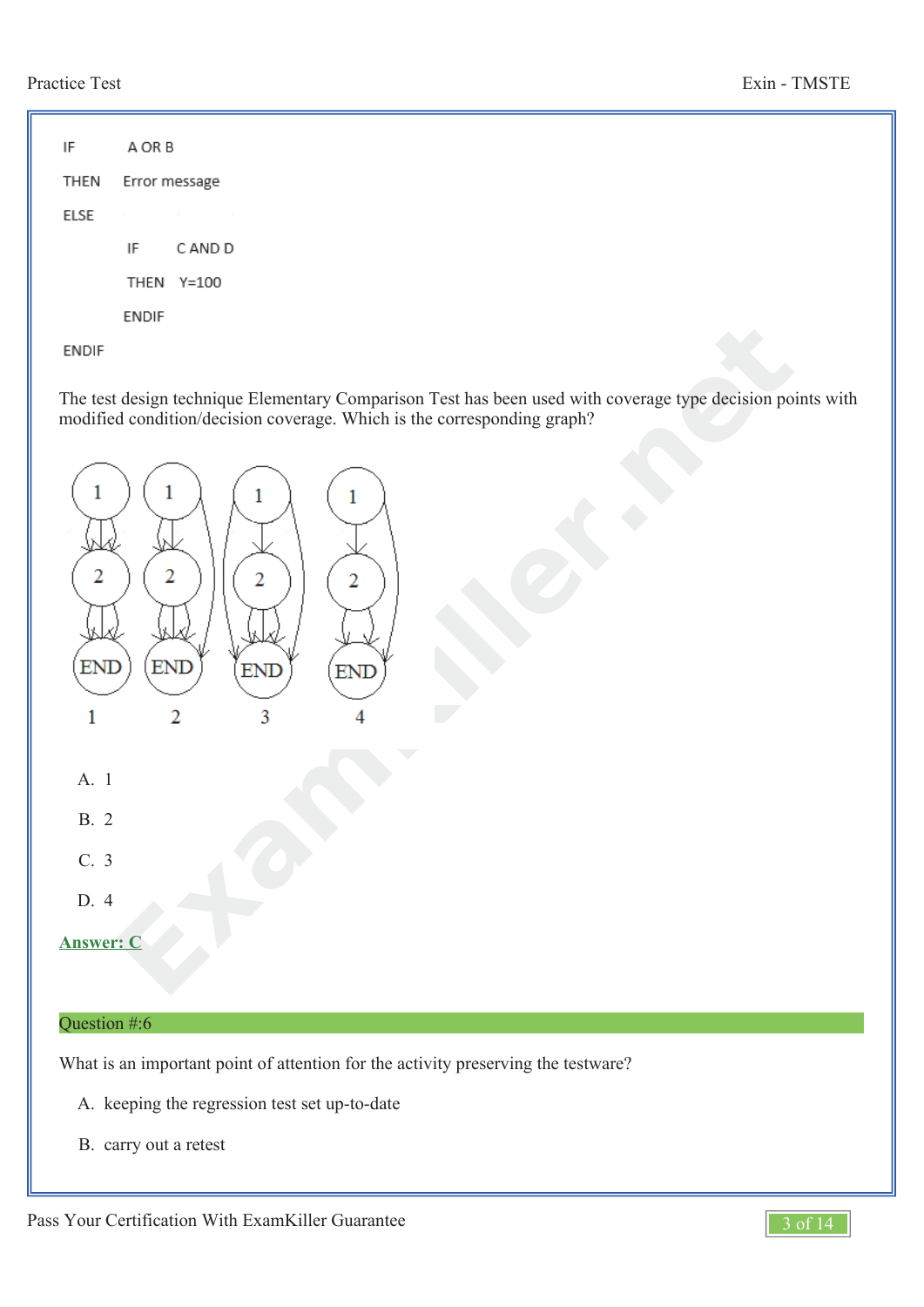```
IF      A OR B
THEN    Error message
ELSE
        IF      C AND D
        THEN    Y=100
        ENDIF
ENDIF
```

The test design technique Elementary Comparison Test has been used with coverage type decision points with modified condition/decision coverage. Which is the corresponding graph?

A. 1

B. 2

C. 3

D. 4

**Answer: C**

## Question #:6

What is an important point of attention for the activity preserving the testware?

A. keeping the regression test set up-to-date

B. carry out a retest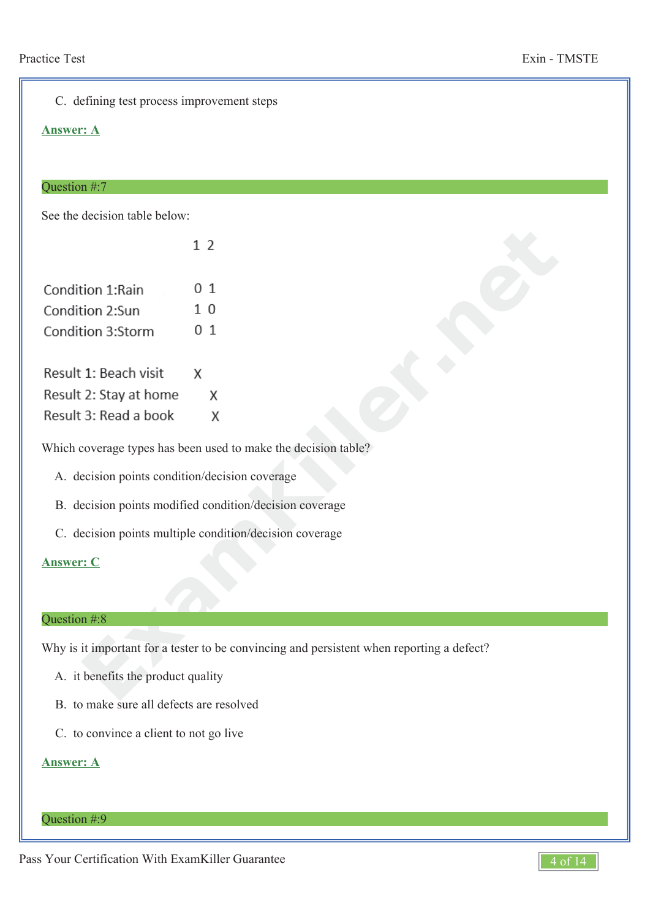C. defining test process improvement steps

**Answer: A**

Question #:7

See the decision table below:

| | 1 | 2 |
|---|---|---|
| Condition 1:Rain | 0 | 1 |
| Condition 2:Sun | 1 | 0 |
| Condition 3:Storm | 0 | 1 |
| | | |
| Result 1: Beach visit | X | |
| Result 2: Stay at home | | X |
| Result 3: Read a book | | X |

Which coverage types has been used to make the decision table?

A. decision points condition/decision coverage

B. decision points modified condition/decision coverage

C. decision points multiple condition/decision coverage

**Answer: C**

Question #:8

Why is it important for a tester to be convincing and persistent when reporting a defect?

A. it benefits the product quality

B. to make sure all defects are resolved

C. to convince a client to not go live

**Answer: A**

Question #:9